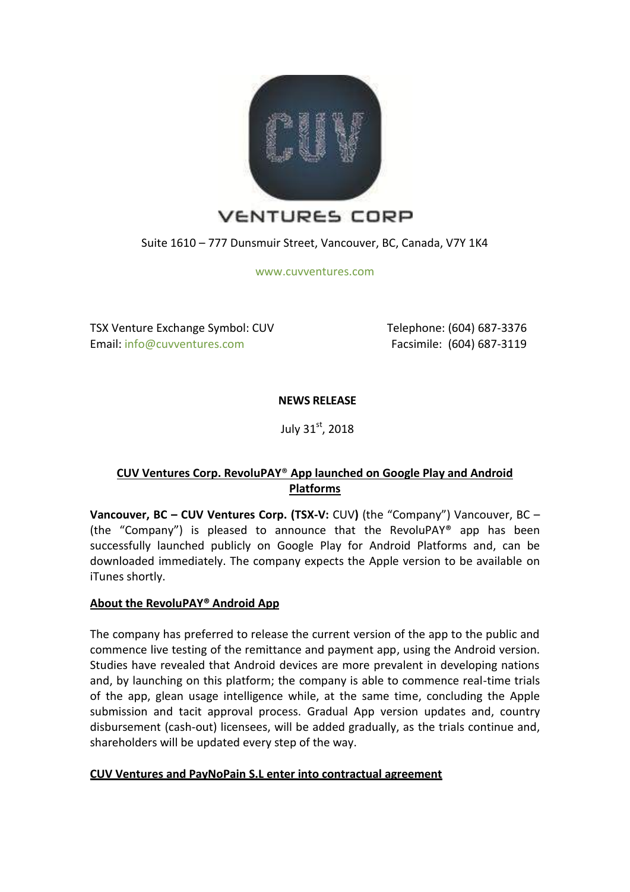CUV VENTURES CORP

Suite 1610 – 777 Dunsmuir Street, Vancouver, BC, Canada, V7Y 1K4

www.cuvventures.com

TSX Venture Exchange Symbol: CUV
Email: info@cuvventures.com

Telephone: (604) 687-3376
Facsimile: (604) 687-3119

**NEWS RELEASE**

July 31st, 2018

**CUV Ventures Corp. RevoluPAY® App launched on Google Play and Android Platforms**

**Vancouver, BC – CUV Ventures Corp. (TSX-V:** CUV**)** (the "Company") Vancouver, BC – (the "Company") is pleased to announce that the RevoluPAY® app has been successfully launched publicly on Google Play for Android Platforms and, can be downloaded immediately. The company expects the Apple version to be available on iTunes shortly.

**About the RevoluPAY® Android App**

The company has preferred to release the current version of the app to the public and commence live testing of the remittance and payment app, using the Android version. Studies have revealed that Android devices are more prevalent in developing nations and, by launching on this platform; the company is able to commence real-time trials of the app, glean usage intelligence while, at the same time, concluding the Apple submission and tacit approval process. Gradual App version updates and, country disbursement (cash-out) licensees, will be added gradually, as the trials continue and, shareholders will be updated every step of the way.

**CUV Ventures and PayNoPain S.L enter into contractual agreement**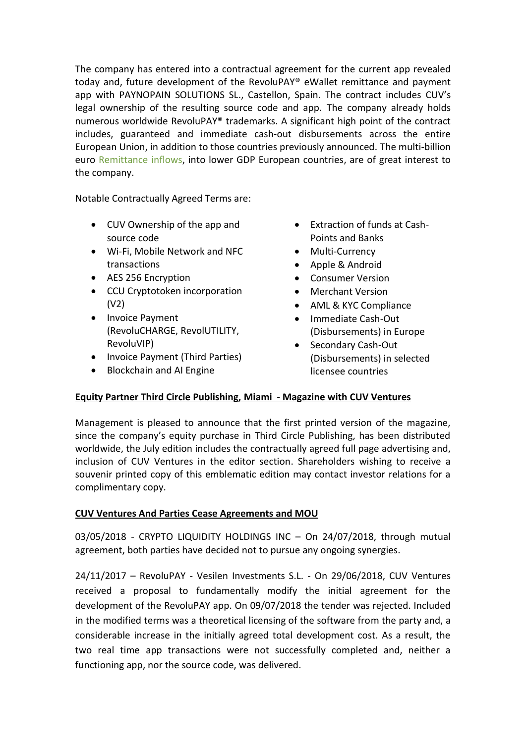The company has entered into a contractual agreement for the current app revealed today and, future development of the RevoluPAY® eWallet remittance and payment app with PAYNOPAIN SOLUTIONS SL., Castellon, Spain. The contract includes CUV's legal ownership of the resulting source code and app. The company already holds numerous worldwide RevoluPAY® trademarks. A significant high point of the contract includes, guaranteed and immediate cash-out disbursements across the entire European Union, in addition to those countries previously announced. The multi-billion euro Remittance inflows, into lower GDP European countries, are of great interest to the company.

Notable Contractually Agreed Terms are:

- CUV Ownership of the app and source code
- Wi-Fi, Mobile Network and NFC transactions
- AES 256 Encryption
- CCU Cryptotoken incorporation (V2)
- Invoice Payment (RevoluCHARGE, RevolUTILITY, RevoluVIP)
- Invoice Payment (Third Parties)
- Blockchain and AI Engine
- Extraction of funds at Cash-Points and Banks
- Multi-Currency
- Apple & Android
- Consumer Version
- Merchant Version
- AML & KYC Compliance
- Immediate Cash-Out (Disbursements) in Europe
- Secondary Cash-Out (Disbursements) in selected licensee countries

**Equity Partner Third Circle Publishing, Miami - Magazine with CUV Ventures**

Management is pleased to announce that the first printed version of the magazine, since the company's equity purchase in Third Circle Publishing, has been distributed worldwide, the July edition includes the contractually agreed full page advertising and, inclusion of CUV Ventures in the editor section. Shareholders wishing to receive a souvenir printed copy of this emblematic edition may contact investor relations for a complimentary copy.

**CUV Ventures And Parties Cease Agreements and MOU**

03/05/2018 - CRYPTO LIQUIDITY HOLDINGS INC – On 24/07/2018, through mutual agreement, both parties have decided not to pursue any ongoing synergies.

24/11/2017 – RevoluPAY - Vesilen Investments S.L. - On 29/06/2018, CUV Ventures received a proposal to fundamentally modify the initial agreement for the development of the RevoluPAY app. On 09/07/2018 the tender was rejected. Included in the modified terms was a theoretical licensing of the software from the party and, a considerable increase in the initially agreed total development cost. As a result, the two real time app transactions were not successfully completed and, neither a functioning app, nor the source code, was delivered.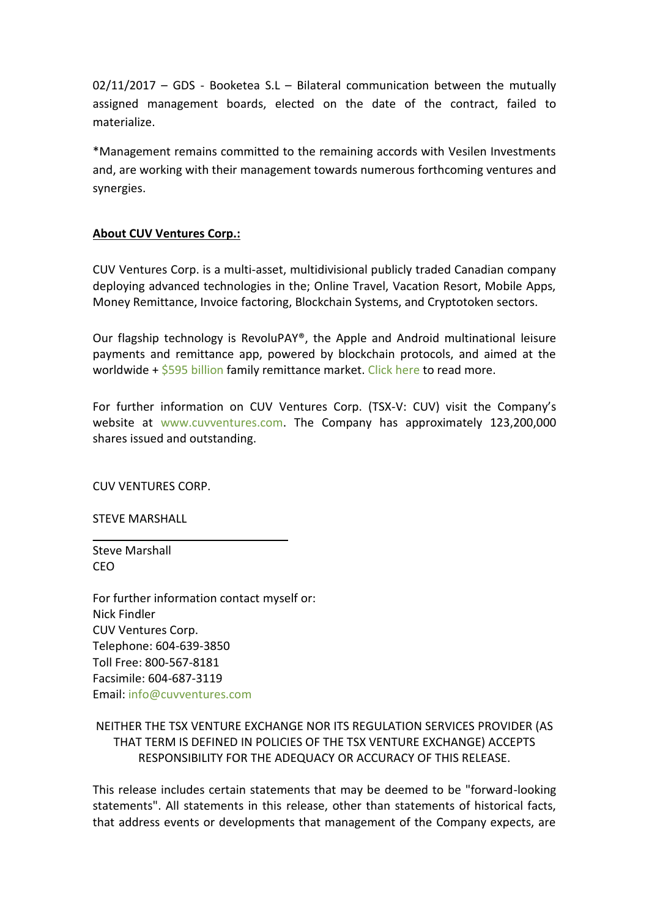02/11/2017 – GDS - Booketea S.L – Bilateral communication between the mutually assigned management boards, elected on the date of the contract, failed to materialize.

*Management remains committed to the remaining accords with Vesilen Investments and, are working with their management towards numerous forthcoming ventures and synergies.

**About CUV Ventures Corp.:**

CUV Ventures Corp. is a multi-asset, multidivisional publicly traded Canadian company deploying advanced technologies in the; Online Travel, Vacation Resort, Mobile Apps, Money Remittance, Invoice factoring, Blockchain Systems, and Cryptotoken sectors.

Our flagship technology is RevoluPAY®, the Apple and Android multinational leisure payments and remittance app, powered by blockchain protocols, and aimed at the worldwide + $595 billion family remittance market. Click here to read more.

For further information on CUV Ventures Corp. (TSX-V: CUV) visit the Company's website at www.cuvventures.com. The Company has approximately 123,200,000 shares issued and outstanding.

CUV VENTURES CORP.

STEVE MARSHALL

Steve Marshall
CEO

For further information contact myself or:
Nick Findler
CUV Ventures Corp.
Telephone: 604-639-3850
Toll Free: 800-567-8181
Facsimile: 604-687-3119
Email: info@cuvventures.com

NEITHER THE TSX VENTURE EXCHANGE NOR ITS REGULATION SERVICES PROVIDER (AS THAT TERM IS DEFINED IN POLICIES OF THE TSX VENTURE EXCHANGE) ACCEPTS RESPONSIBILITY FOR THE ADEQUACY OR ACCURACY OF THIS RELEASE.

This release includes certain statements that may be deemed to be "forward-looking statements". All statements in this release, other than statements of historical facts, that address events or developments that management of the Company expects, are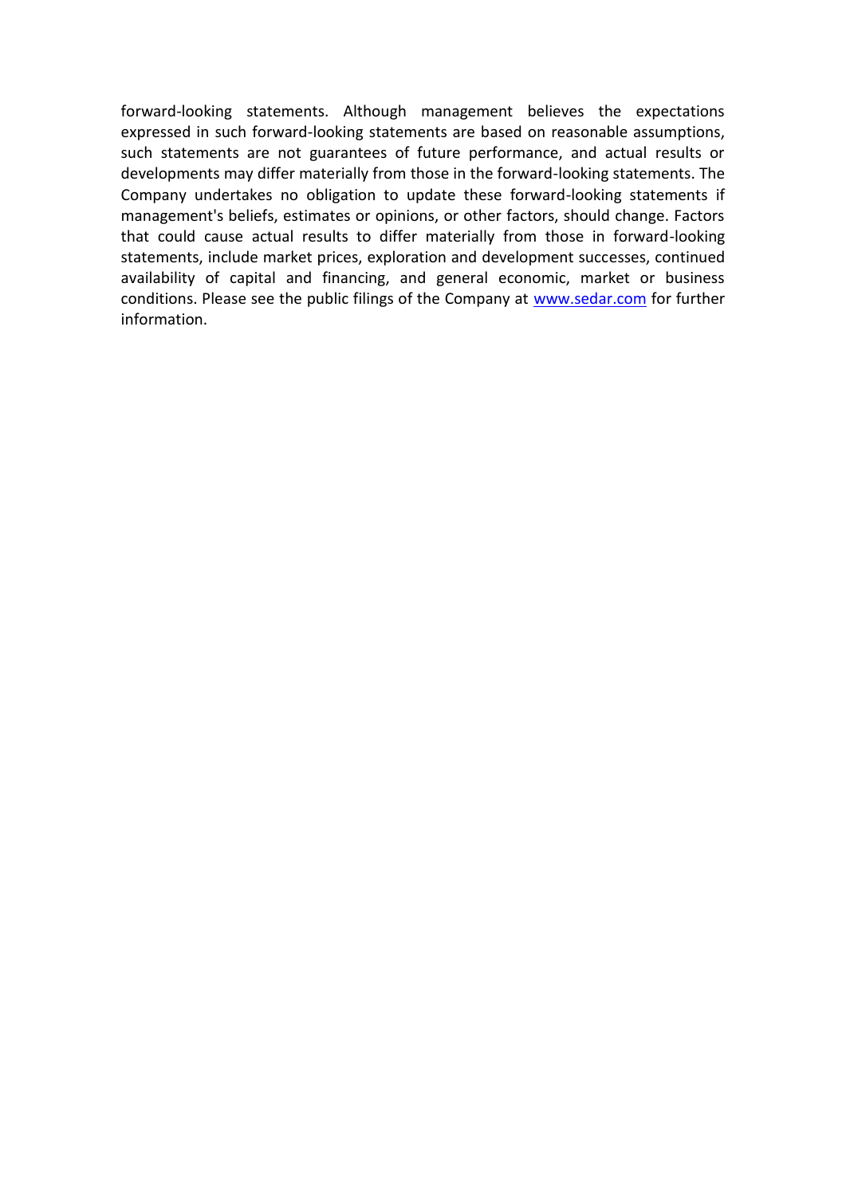forward-looking statements. Although management believes the expectations expressed in such forward-looking statements are based on reasonable assumptions, such statements are not guarantees of future performance, and actual results or developments may differ materially from those in the forward-looking statements. The Company undertakes no obligation to update these forward-looking statements if management's beliefs, estimates or opinions, or other factors, should change. Factors that could cause actual results to differ materially from those in forward-looking statements, include market prices, exploration and development successes, continued availability of capital and financing, and general economic, market or business conditions. Please see the public filings of the Company at [www.sedar.com](http://www.sedar.com) for further information.